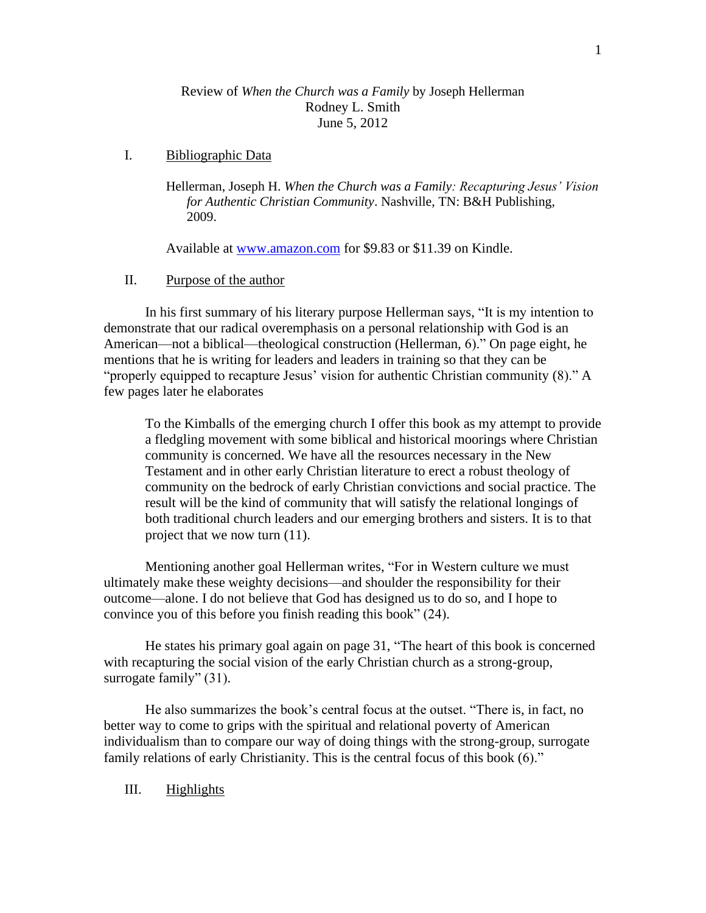Review of *When the Church was a Family* by Joseph Hellerman
Rodney L. Smith
June 5, 2012

## I. Bibliographic Data

Hellerman, Joseph H. *When the Church was a Family: Recapturing Jesus' Vision for Authentic Christian Community*. Nashville, TN: B&H Publishing, 2009.

Available at www.amazon.com for $9.83 or $11.39 on Kindle.

## II. Purpose of the author

In his first summary of his literary purpose Hellerman says, "It is my intention to demonstrate that our radical overemphasis on a personal relationship with God is an American—not a biblical—theological construction (Hellerman, 6)." On page eight, he mentions that he is writing for leaders and leaders in training so that they can be "properly equipped to recapture Jesus' vision for authentic Christian community (8)." A few pages later he elaborates

> To the Kimballs of the emerging church I offer this book as my attempt to provide a fledgling movement with some biblical and historical moorings where Christian community is concerned. We have all the resources necessary in the New Testament and in other early Christian literature to erect a robust theology of community on the bedrock of early Christian convictions and social practice. The result will be the kind of community that will satisfy the relational longings of both traditional church leaders and our emerging brothers and sisters. It is to that project that we now turn (11).

Mentioning another goal Hellerman writes, "For in Western culture we must ultimately make these weighty decisions—and shoulder the responsibility for their outcome—alone. I do not believe that God has designed us to do so, and I hope to convince you of this before you finish reading this book" (24).

He states his primary goal again on page 31, "The heart of this book is concerned with recapturing the social vision of the early Christian church as a strong-group, surrogate family" (31).

He also summarizes the book's central focus at the outset. "There is, in fact, no better way to come to grips with the spiritual and relational poverty of American individualism than to compare our way of doing things with the strong-group, surrogate family relations of early Christianity. This is the central focus of this book (6)."

## III. Highlights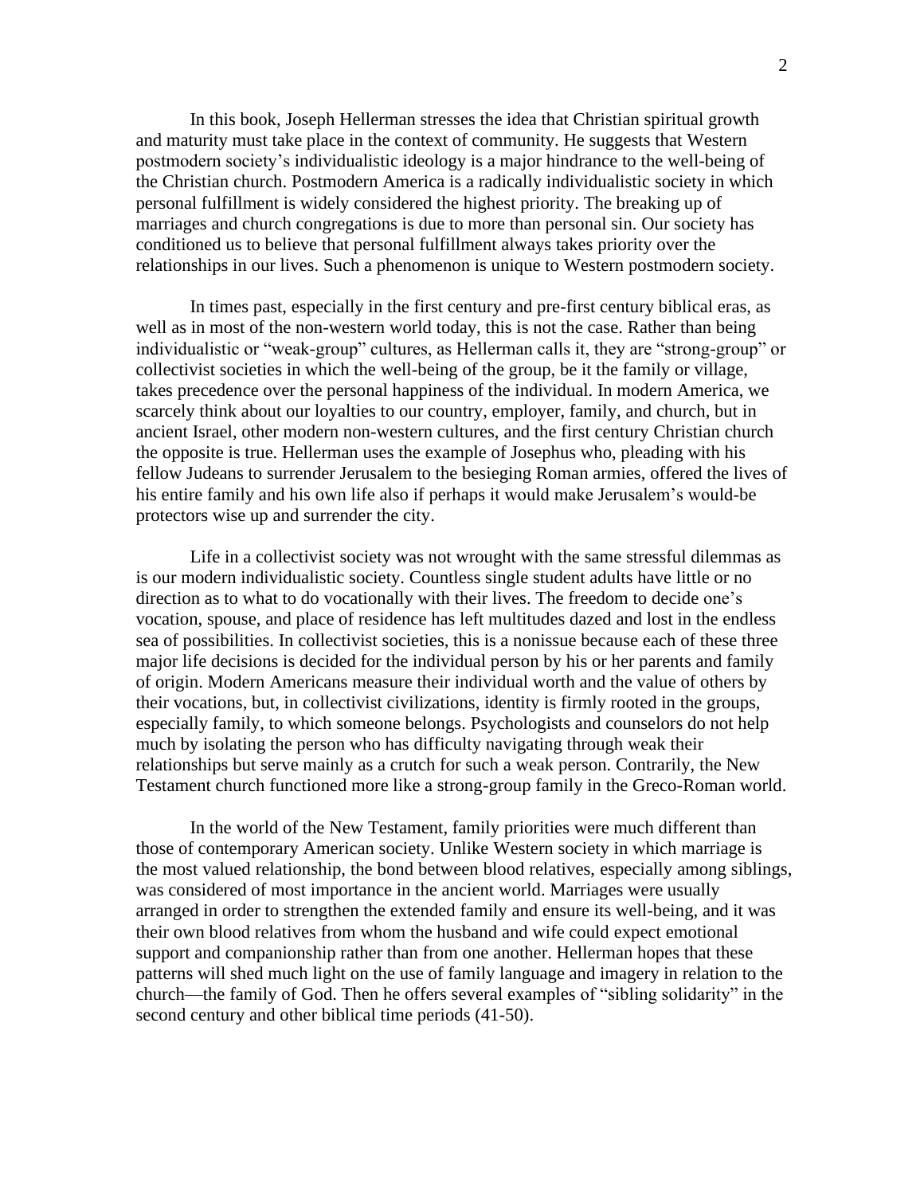In this book, Joseph Hellerman stresses the idea that Christian spiritual growth and maturity must take place in the context of community. He suggests that Western postmodern society's individualistic ideology is a major hindrance to the well-being of the Christian church. Postmodern America is a radically individualistic society in which personal fulfillment is widely considered the highest priority. The breaking up of marriages and church congregations is due to more than personal sin. Our society has conditioned us to believe that personal fulfillment always takes priority over the relationships in our lives. Such a phenomenon is unique to Western postmodern society.

In times past, especially in the first century and pre-first century biblical eras, as well as in most of the non-western world today, this is not the case. Rather than being individualistic or "weak-group" cultures, as Hellerman calls it, they are "strong-group" or collectivist societies in which the well-being of the group, be it the family or village, takes precedence over the personal happiness of the individual. In modern America, we scarcely think about our loyalties to our country, employer, family, and church, but in ancient Israel, other modern non-western cultures, and the first century Christian church the opposite is true. Hellerman uses the example of Josephus who, pleading with his fellow Judeans to surrender Jerusalem to the besieging Roman armies, offered the lives of his entire family and his own life also if perhaps it would make Jerusalem's would-be protectors wise up and surrender the city.

Life in a collectivist society was not wrought with the same stressful dilemmas as is our modern individualistic society. Countless single student adults have little or no direction as to what to do vocationally with their lives. The freedom to decide one's vocation, spouse, and place of residence has left multitudes dazed and lost in the endless sea of possibilities. In collectivist societies, this is a nonissue because each of these three major life decisions is decided for the individual person by his or her parents and family of origin. Modern Americans measure their individual worth and the value of others by their vocations, but, in collectivist civilizations, identity is firmly rooted in the groups, especially family, to which someone belongs. Psychologists and counselors do not help much by isolating the person who has difficulty navigating through weak their relationships but serve mainly as a crutch for such a weak person. Contrarily, the New Testament church functioned more like a strong-group family in the Greco-Roman world.

In the world of the New Testament, family priorities were much different than those of contemporary American society. Unlike Western society in which marriage is the most valued relationship, the bond between blood relatives, especially among siblings, was considered of most importance in the ancient world. Marriages were usually arranged in order to strengthen the extended family and ensure its well-being, and it was their own blood relatives from whom the husband and wife could expect emotional support and companionship rather than from one another. Hellerman hopes that these patterns will shed much light on the use of family language and imagery in relation to the church—the family of God. Then he offers several examples of "sibling solidarity" in the second century and other biblical time periods (41-50).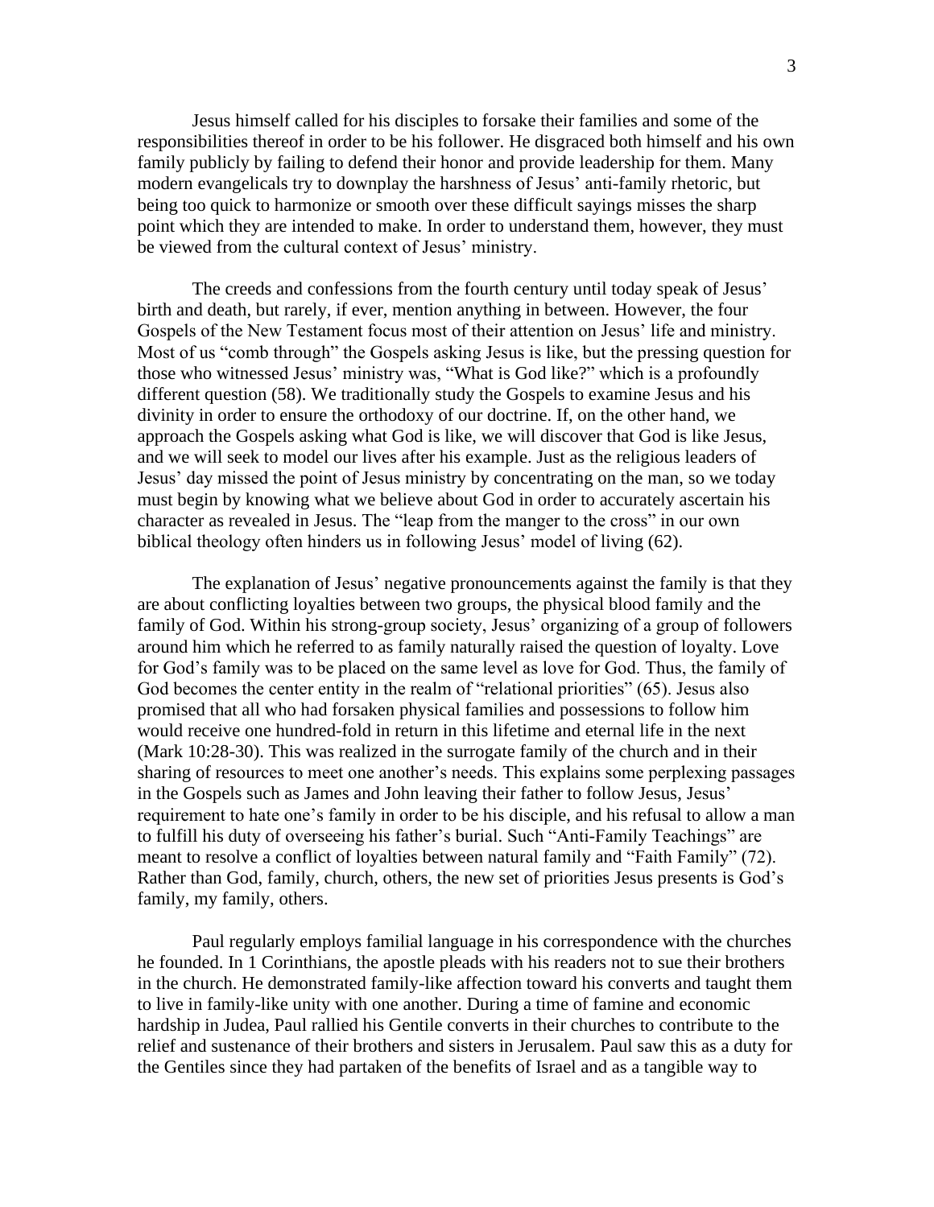Jesus himself called for his disciples to forsake their families and some of the responsibilities thereof in order to be his follower. He disgraced both himself and his own family publicly by failing to defend their honor and provide leadership for them. Many modern evangelicals try to downplay the harshness of Jesus' anti-family rhetoric, but being too quick to harmonize or smooth over these difficult sayings misses the sharp point which they are intended to make. In order to understand them, however, they must be viewed from the cultural context of Jesus' ministry.

The creeds and confessions from the fourth century until today speak of Jesus' birth and death, but rarely, if ever, mention anything in between. However, the four Gospels of the New Testament focus most of their attention on Jesus' life and ministry. Most of us "comb through" the Gospels asking Jesus is like, but the pressing question for those who witnessed Jesus' ministry was, "What is God like?" which is a profoundly different question (58). We traditionally study the Gospels to examine Jesus and his divinity in order to ensure the orthodoxy of our doctrine. If, on the other hand, we approach the Gospels asking what God is like, we will discover that God is like Jesus, and we will seek to model our lives after his example. Just as the religious leaders of Jesus' day missed the point of Jesus ministry by concentrating on the man, so we today must begin by knowing what we believe about God in order to accurately ascertain his character as revealed in Jesus. The "leap from the manger to the cross" in our own biblical theology often hinders us in following Jesus' model of living (62).

The explanation of Jesus' negative pronouncements against the family is that they are about conflicting loyalties between two groups, the physical blood family and the family of God. Within his strong-group society, Jesus' organizing of a group of followers around him which he referred to as family naturally raised the question of loyalty. Love for God's family was to be placed on the same level as love for God. Thus, the family of God becomes the center entity in the realm of "relational priorities" (65). Jesus also promised that all who had forsaken physical families and possessions to follow him would receive one hundred-fold in return in this lifetime and eternal life in the next (Mark 10:28-30). This was realized in the surrogate family of the church and in their sharing of resources to meet one another's needs. This explains some perplexing passages in the Gospels such as James and John leaving their father to follow Jesus, Jesus' requirement to hate one's family in order to be his disciple, and his refusal to allow a man to fulfill his duty of overseeing his father's burial. Such "Anti-Family Teachings" are meant to resolve a conflict of loyalties between natural family and "Faith Family" (72). Rather than God, family, church, others, the new set of priorities Jesus presents is God's family, my family, others.

Paul regularly employs familial language in his correspondence with the churches he founded. In 1 Corinthians, the apostle pleads with his readers not to sue their brothers in the church. He demonstrated family-like affection toward his converts and taught them to live in family-like unity with one another. During a time of famine and economic hardship in Judea, Paul rallied his Gentile converts in their churches to contribute to the relief and sustenance of their brothers and sisters in Jerusalem. Paul saw this as a duty for the Gentiles since they had partaken of the benefits of Israel and as a tangible way to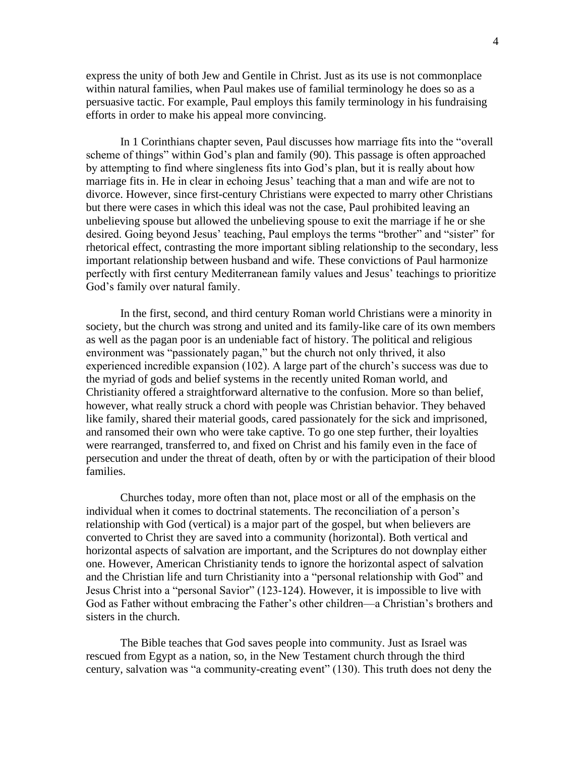express the unity of both Jew and Gentile in Christ. Just as its use is not commonplace within natural families, when Paul makes use of familial terminology he does so as a persuasive tactic. For example, Paul employs this family terminology in his fundraising efforts in order to make his appeal more convincing.

In 1 Corinthians chapter seven, Paul discusses how marriage fits into the "overall scheme of things" within God's plan and family (90). This passage is often approached by attempting to find where singleness fits into God's plan, but it is really about how marriage fits in. He in clear in echoing Jesus' teaching that a man and wife are not to divorce. However, since first-century Christians were expected to marry other Christians but there were cases in which this ideal was not the case, Paul prohibited leaving an unbelieving spouse but allowed the unbelieving spouse to exit the marriage if he or she desired. Going beyond Jesus' teaching, Paul employs the terms "brother" and "sister" for rhetorical effect, contrasting the more important sibling relationship to the secondary, less important relationship between husband and wife. These convictions of Paul harmonize perfectly with first century Mediterranean family values and Jesus' teachings to prioritize God's family over natural family.

In the first, second, and third century Roman world Christians were a minority in society, but the church was strong and united and its family-like care of its own members as well as the pagan poor is an undeniable fact of history. The political and religious environment was "passionately pagan," but the church not only thrived, it also experienced incredible expansion (102). A large part of the church's success was due to the myriad of gods and belief systems in the recently united Roman world, and Christianity offered a straightforward alternative to the confusion. More so than belief, however, what really struck a chord with people was Christian behavior. They behaved like family, shared their material goods, cared passionately for the sick and imprisoned, and ransomed their own who were take captive. To go one step further, their loyalties were rearranged, transferred to, and fixed on Christ and his family even in the face of persecution and under the threat of death, often by or with the participation of their blood families.

Churches today, more often than not, place most or all of the emphasis on the individual when it comes to doctrinal statements. The reconciliation of a person's relationship with God (vertical) is a major part of the gospel, but when believers are converted to Christ they are saved into a community (horizontal). Both vertical and horizontal aspects of salvation are important, and the Scriptures do not downplay either one. However, American Christianity tends to ignore the horizontal aspect of salvation and the Christian life and turn Christianity into a "personal relationship with God" and Jesus Christ into a "personal Savior" (123-124). However, it is impossible to live with God as Father without embracing the Father's other children—a Christian's brothers and sisters in the church.

The Bible teaches that God saves people into community. Just as Israel was rescued from Egypt as a nation, so, in the New Testament church through the third century, salvation was "a community-creating event" (130). This truth does not deny the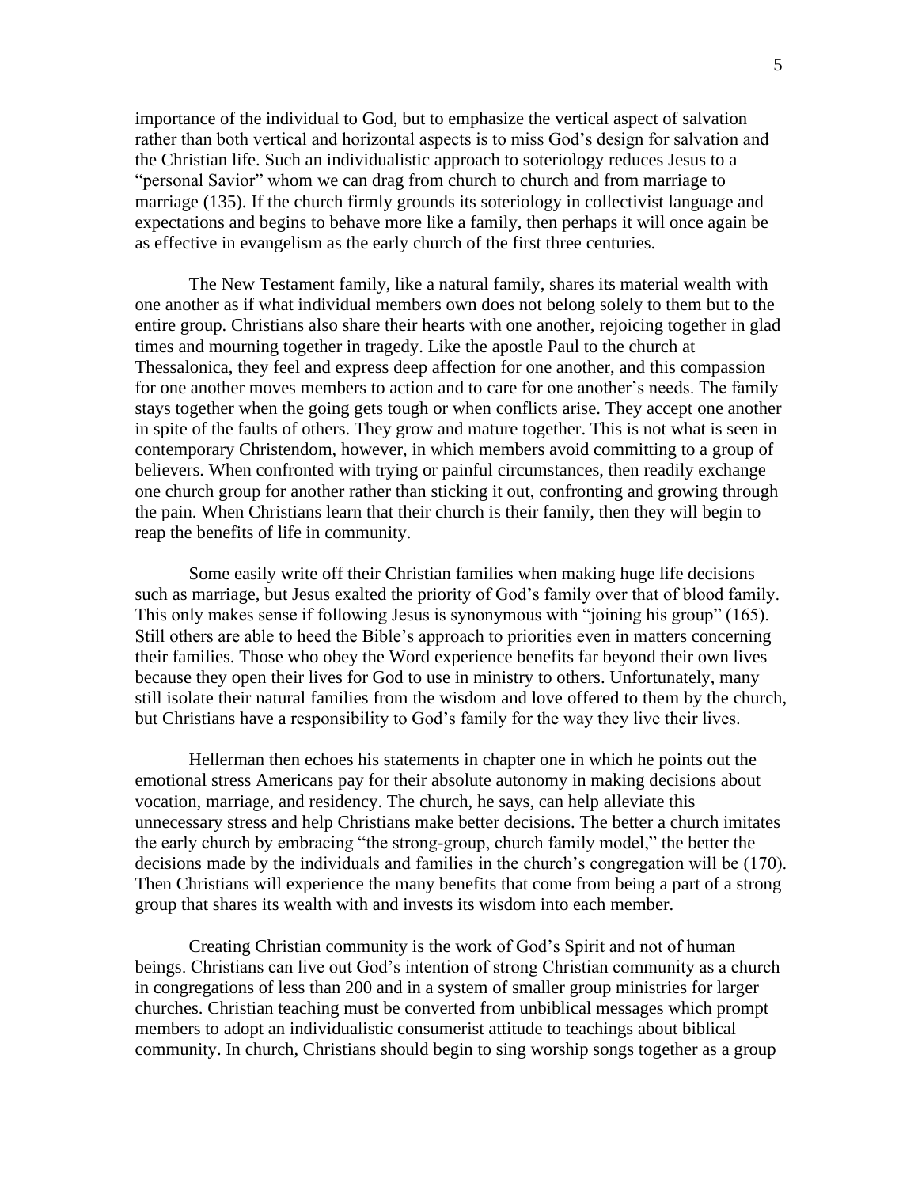importance of the individual to God, but to emphasize the vertical aspect of salvation rather than both vertical and horizontal aspects is to miss God's design for salvation and the Christian life. Such an individualistic approach to soteriology reduces Jesus to a "personal Savior" whom we can drag from church to church and from marriage to marriage (135). If the church firmly grounds its soteriology in collectivist language and expectations and begins to behave more like a family, then perhaps it will once again be as effective in evangelism as the early church of the first three centuries.

The New Testament family, like a natural family, shares its material wealth with one another as if what individual members own does not belong solely to them but to the entire group. Christians also share their hearts with one another, rejoicing together in glad times and mourning together in tragedy. Like the apostle Paul to the church at Thessalonica, they feel and express deep affection for one another, and this compassion for one another moves members to action and to care for one another's needs. The family stays together when the going gets tough or when conflicts arise. They accept one another in spite of the faults of others. They grow and mature together. This is not what is seen in contemporary Christendom, however, in which members avoid committing to a group of believers. When confronted with trying or painful circumstances, then readily exchange one church group for another rather than sticking it out, confronting and growing through the pain. When Christians learn that their church is their family, then they will begin to reap the benefits of life in community.

Some easily write off their Christian families when making huge life decisions such as marriage, but Jesus exalted the priority of God's family over that of blood family. This only makes sense if following Jesus is synonymous with "joining his group" (165). Still others are able to heed the Bible's approach to priorities even in matters concerning their families. Those who obey the Word experience benefits far beyond their own lives because they open their lives for God to use in ministry to others. Unfortunately, many still isolate their natural families from the wisdom and love offered to them by the church, but Christians have a responsibility to God's family for the way they live their lives.

Hellerman then echoes his statements in chapter one in which he points out the emotional stress Americans pay for their absolute autonomy in making decisions about vocation, marriage, and residency. The church, he says, can help alleviate this unnecessary stress and help Christians make better decisions. The better a church imitates the early church by embracing "the strong-group, church family model," the better the decisions made by the individuals and families in the church's congregation will be (170). Then Christians will experience the many benefits that come from being a part of a strong group that shares its wealth with and invests its wisdom into each member.

Creating Christian community is the work of God's Spirit and not of human beings. Christians can live out God's intention of strong Christian community as a church in congregations of less than 200 and in a system of smaller group ministries for larger churches. Christian teaching must be converted from unbiblical messages which prompt members to adopt an individualistic consumerist attitude to teachings about biblical community. In church, Christians should begin to sing worship songs together as a group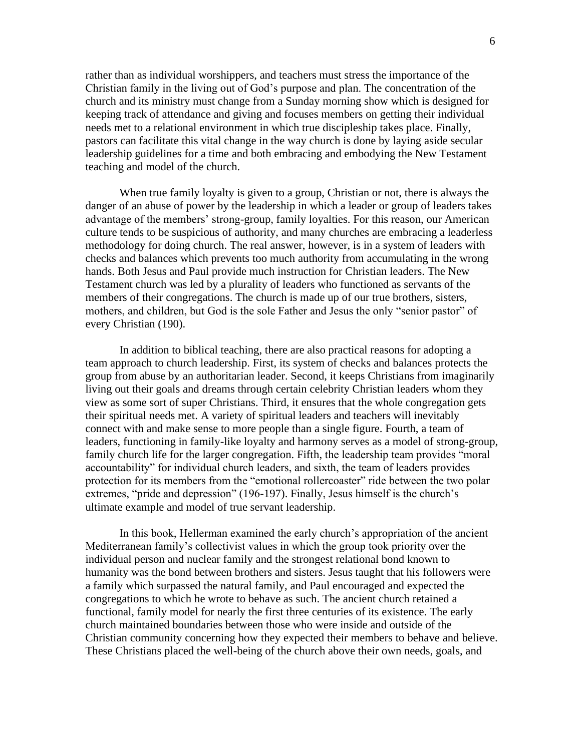rather than as individual worshippers, and teachers must stress the importance of the Christian family in the living out of God's purpose and plan. The concentration of the church and its ministry must change from a Sunday morning show which is designed for keeping track of attendance and giving and focuses members on getting their individual needs met to a relational environment in which true discipleship takes place. Finally, pastors can facilitate this vital change in the way church is done by laying aside secular leadership guidelines for a time and both embracing and embodying the New Testament teaching and model of the church.

When true family loyalty is given to a group, Christian or not, there is always the danger of an abuse of power by the leadership in which a leader or group of leaders takes advantage of the members' strong-group, family loyalties. For this reason, our American culture tends to be suspicious of authority, and many churches are embracing a leaderless methodology for doing church. The real answer, however, is in a system of leaders with checks and balances which prevents too much authority from accumulating in the wrong hands. Both Jesus and Paul provide much instruction for Christian leaders. The New Testament church was led by a plurality of leaders who functioned as servants of the members of their congregations. The church is made up of our true brothers, sisters, mothers, and children, but God is the sole Father and Jesus the only "senior pastor" of every Christian (190).

In addition to biblical teaching, there are also practical reasons for adopting a team approach to church leadership. First, its system of checks and balances protects the group from abuse by an authoritarian leader. Second, it keeps Christians from imaginarily living out their goals and dreams through certain celebrity Christian leaders whom they view as some sort of super Christians. Third, it ensures that the whole congregation gets their spiritual needs met. A variety of spiritual leaders and teachers will inevitably connect with and make sense to more people than a single figure. Fourth, a team of leaders, functioning in family-like loyalty and harmony serves as a model of strong-group, family church life for the larger congregation. Fifth, the leadership team provides "moral accountability" for individual church leaders, and sixth, the team of leaders provides protection for its members from the "emotional rollercoaster" ride between the two polar extremes, "pride and depression" (196-197). Finally, Jesus himself is the church's ultimate example and model of true servant leadership.

In this book, Hellerman examined the early church's appropriation of the ancient Mediterranean family's collectivist values in which the group took priority over the individual person and nuclear family and the strongest relational bond known to humanity was the bond between brothers and sisters. Jesus taught that his followers were a family which surpassed the natural family, and Paul encouraged and expected the congregations to which he wrote to behave as such. The ancient church retained a functional, family model for nearly the first three centuries of its existence. The early church maintained boundaries between those who were inside and outside of the Christian community concerning how they expected their members to behave and believe. These Christians placed the well-being of the church above their own needs, goals, and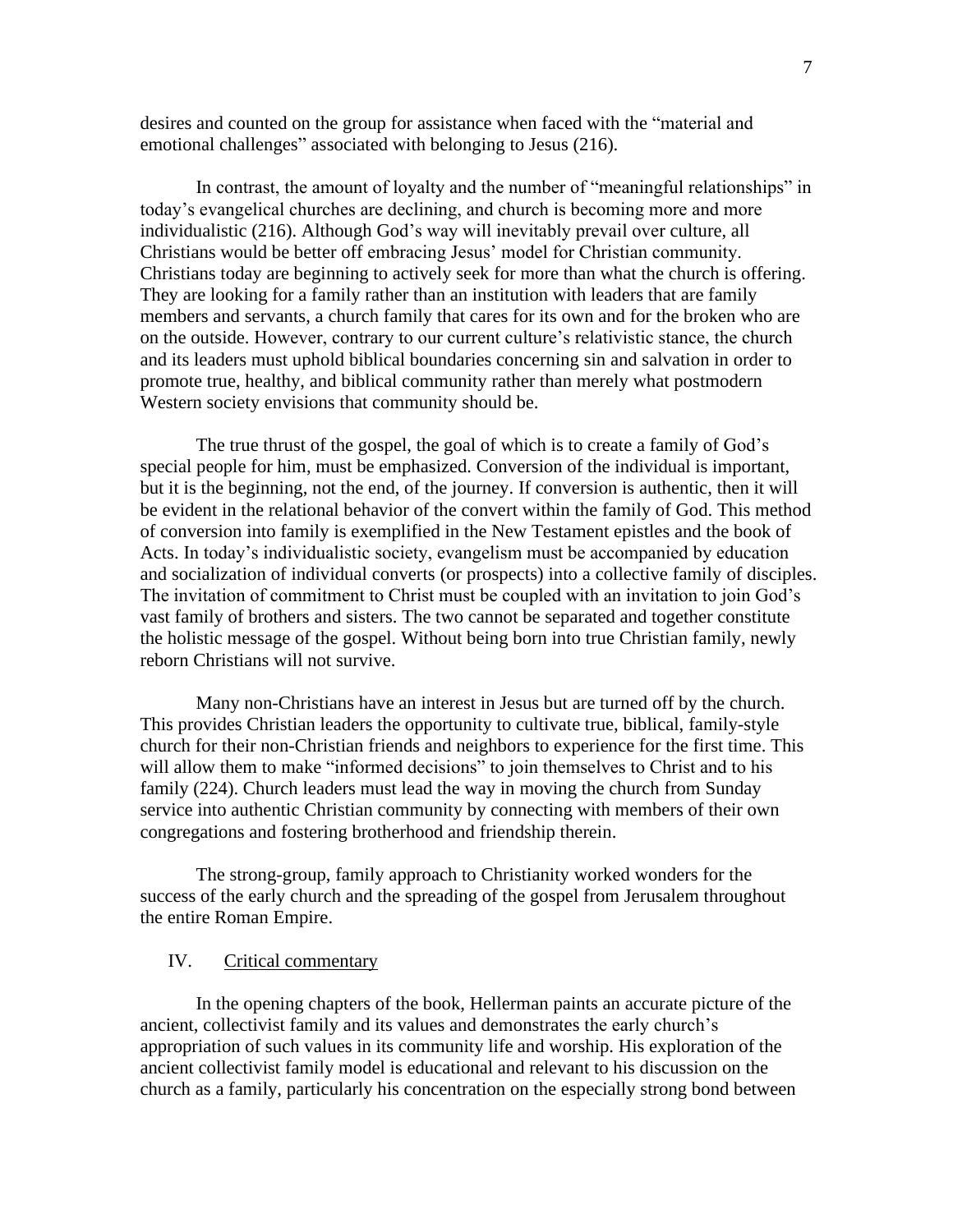desires and counted on the group for assistance when faced with the "material and emotional challenges" associated with belonging to Jesus (216).

In contrast, the amount of loyalty and the number of "meaningful relationships" in today's evangelical churches are declining, and church is becoming more and more individualistic (216). Although God's way will inevitably prevail over culture, all Christians would be better off embracing Jesus' model for Christian community. Christians today are beginning to actively seek for more than what the church is offering. They are looking for a family rather than an institution with leaders that are family members and servants, a church family that cares for its own and for the broken who are on the outside. However, contrary to our current culture's relativistic stance, the church and its leaders must uphold biblical boundaries concerning sin and salvation in order to promote true, healthy, and biblical community rather than merely what postmodern Western society envisions that community should be.

The true thrust of the gospel, the goal of which is to create a family of God's special people for him, must be emphasized. Conversion of the individual is important, but it is the beginning, not the end, of the journey. If conversion is authentic, then it will be evident in the relational behavior of the convert within the family of God. This method of conversion into family is exemplified in the New Testament epistles and the book of Acts. In today's individualistic society, evangelism must be accompanied by education and socialization of individual converts (or prospects) into a collective family of disciples. The invitation of commitment to Christ must be coupled with an invitation to join God's vast family of brothers and sisters. The two cannot be separated and together constitute the holistic message of the gospel. Without being born into true Christian family, newly reborn Christians will not survive.

Many non-Christians have an interest in Jesus but are turned off by the church. This provides Christian leaders the opportunity to cultivate true, biblical, family-style church for their non-Christian friends and neighbors to experience for the first time. This will allow them to make "informed decisions" to join themselves to Christ and to his family (224). Church leaders must lead the way in moving the church from Sunday service into authentic Christian community by connecting with members of their own congregations and fostering brotherhood and friendship therein.

The strong-group, family approach to Christianity worked wonders for the success of the early church and the spreading of the gospel from Jerusalem throughout the entire Roman Empire.

## IV. Critical commentary

In the opening chapters of the book, Hellerman paints an accurate picture of the ancient, collectivist family and its values and demonstrates the early church's appropriation of such values in its community life and worship. His exploration of the ancient collectivist family model is educational and relevant to his discussion on the church as a family, particularly his concentration on the especially strong bond between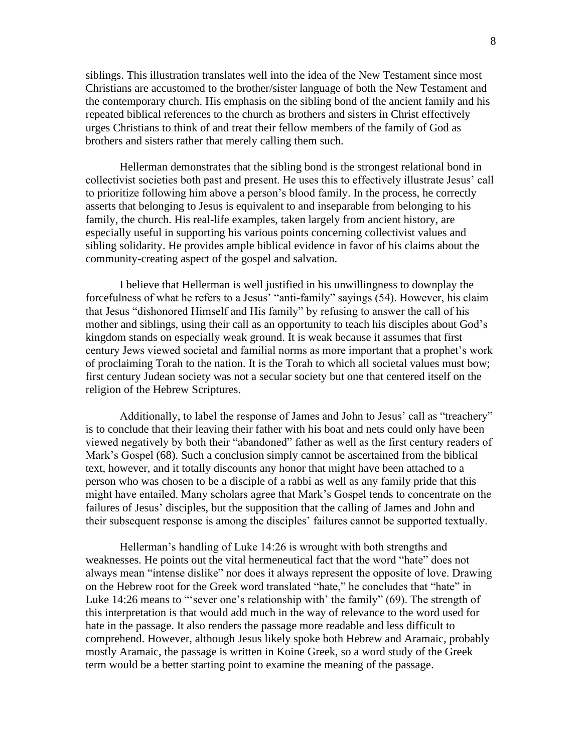siblings. This illustration translates well into the idea of the New Testament since most Christians are accustomed to the brother/sister language of both the New Testament and the contemporary church. His emphasis on the sibling bond of the ancient family and his repeated biblical references to the church as brothers and sisters in Christ effectively urges Christians to think of and treat their fellow members of the family of God as brothers and sisters rather that merely calling them such.

Hellerman demonstrates that the sibling bond is the strongest relational bond in collectivist societies both past and present. He uses this to effectively illustrate Jesus' call to prioritize following him above a person's blood family. In the process, he correctly asserts that belonging to Jesus is equivalent to and inseparable from belonging to his family, the church. His real-life examples, taken largely from ancient history, are especially useful in supporting his various points concerning collectivist values and sibling solidarity. He provides ample biblical evidence in favor of his claims about the community-creating aspect of the gospel and salvation.

I believe that Hellerman is well justified in his unwillingness to downplay the forcefulness of what he refers to a Jesus' "anti-family" sayings (54). However, his claim that Jesus "dishonored Himself and His family" by refusing to answer the call of his mother and siblings, using their call as an opportunity to teach his disciples about God's kingdom stands on especially weak ground. It is weak because it assumes that first century Jews viewed societal and familial norms as more important that a prophet's work of proclaiming Torah to the nation. It is the Torah to which all societal values must bow; first century Judean society was not a secular society but one that centered itself on the religion of the Hebrew Scriptures.

Additionally, to label the response of James and John to Jesus' call as "treachery" is to conclude that their leaving their father with his boat and nets could only have been viewed negatively by both their "abandoned" father as well as the first century readers of Mark's Gospel (68). Such a conclusion simply cannot be ascertained from the biblical text, however, and it totally discounts any honor that might have been attached to a person who was chosen to be a disciple of a rabbi as well as any family pride that this might have entailed. Many scholars agree that Mark's Gospel tends to concentrate on the failures of Jesus' disciples, but the supposition that the calling of James and John and their subsequent response is among the disciples' failures cannot be supported textually.

Hellerman's handling of Luke 14:26 is wrought with both strengths and weaknesses. He points out the vital hermeneutical fact that the word "hate" does not always mean "intense dislike" nor does it always represent the opposite of love. Drawing on the Hebrew root for the Greek word translated "hate," he concludes that "hate" in Luke 14:26 means to "'sever one's relationship with' the family" (69). The strength of this interpretation is that would add much in the way of relevance to the word used for hate in the passage. It also renders the passage more readable and less difficult to comprehend. However, although Jesus likely spoke both Hebrew and Aramaic, probably mostly Aramaic, the passage is written in Koine Greek, so a word study of the Greek term would be a better starting point to examine the meaning of the passage.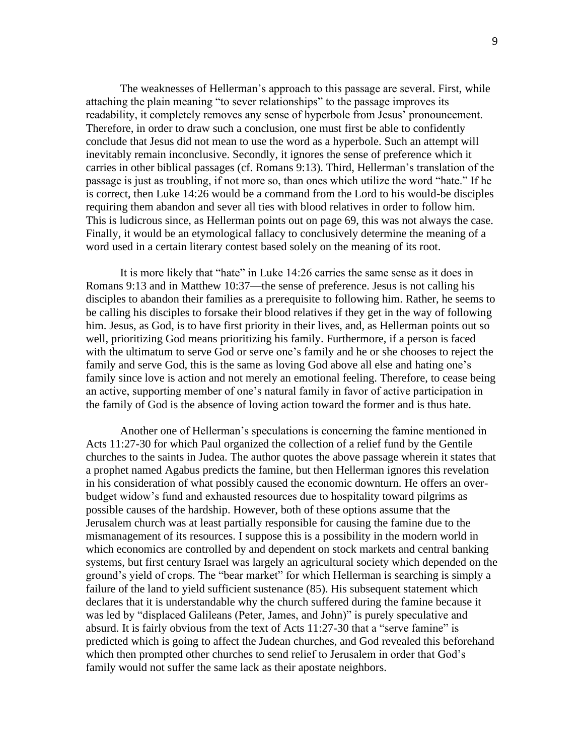The weaknesses of Hellerman's approach to this passage are several. First, while attaching the plain meaning "to sever relationships" to the passage improves its readability, it completely removes any sense of hyperbole from Jesus' pronouncement. Therefore, in order to draw such a conclusion, one must first be able to confidently conclude that Jesus did not mean to use the word as a hyperbole. Such an attempt will inevitably remain inconclusive. Secondly, it ignores the sense of preference which it carries in other biblical passages (cf. Romans 9:13). Third, Hellerman's translation of the passage is just as troubling, if not more so, than ones which utilize the word "hate." If he is correct, then Luke 14:26 would be a command from the Lord to his would-be disciples requiring them abandon and sever all ties with blood relatives in order to follow him. This is ludicrous since, as Hellerman points out on page 69, this was not always the case. Finally, it would be an etymological fallacy to conclusively determine the meaning of a word used in a certain literary contest based solely on the meaning of its root.

It is more likely that "hate" in Luke 14:26 carries the same sense as it does in Romans 9:13 and in Matthew 10:37—the sense of preference. Jesus is not calling his disciples to abandon their families as a prerequisite to following him. Rather, he seems to be calling his disciples to forsake their blood relatives if they get in the way of following him. Jesus, as God, is to have first priority in their lives, and, as Hellerman points out so well, prioritizing God means prioritizing his family. Furthermore, if a person is faced with the ultimatum to serve God or serve one's family and he or she chooses to reject the family and serve God, this is the same as loving God above all else and hating one's family since love is action and not merely an emotional feeling. Therefore, to cease being an active, supporting member of one's natural family in favor of active participation in the family of God is the absence of loving action toward the former and is thus hate.

Another one of Hellerman's speculations is concerning the famine mentioned in Acts 11:27-30 for which Paul organized the collection of a relief fund by the Gentile churches to the saints in Judea. The author quotes the above passage wherein it states that a prophet named Agabus predicts the famine, but then Hellerman ignores this revelation in his consideration of what possibly caused the economic downturn. He offers an over-budget widow's fund and exhausted resources due to hospitality toward pilgrims as possible causes of the hardship. However, both of these options assume that the Jerusalem church was at least partially responsible for causing the famine due to the mismanagement of its resources. I suppose this is a possibility in the modern world in which economics are controlled by and dependent on stock markets and central banking systems, but first century Israel was largely an agricultural society which depended on the ground's yield of crops. The "bear market" for which Hellerman is searching is simply a failure of the land to yield sufficient sustenance (85). His subsequent statement which declares that it is understandable why the church suffered during the famine because it was led by "displaced Galileans (Peter, James, and John)" is purely speculative and absurd. It is fairly obvious from the text of Acts 11:27-30 that a "serve famine" is predicted which is going to affect the Judean churches, and God revealed this beforehand which then prompted other churches to send relief to Jerusalem in order that God's family would not suffer the same lack as their apostate neighbors.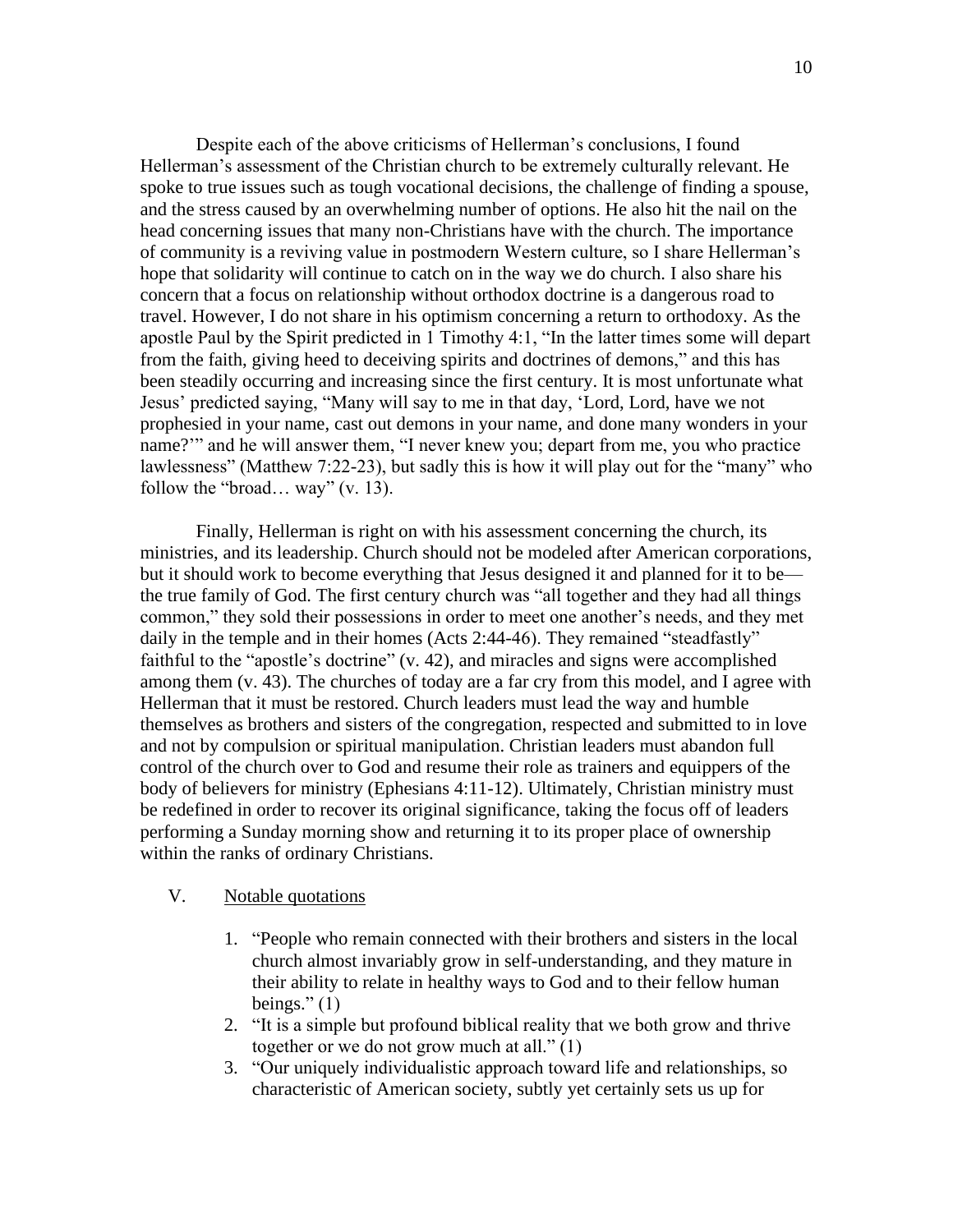Despite each of the above criticisms of Hellerman's conclusions, I found Hellerman's assessment of the Christian church to be extremely culturally relevant. He spoke to true issues such as tough vocational decisions, the challenge of finding a spouse, and the stress caused by an overwhelming number of options. He also hit the nail on the head concerning issues that many non-Christians have with the church. The importance of community is a reviving value in postmodern Western culture, so I share Hellerman's hope that solidarity will continue to catch on in the way we do church. I also share his concern that a focus on relationship without orthodox doctrine is a dangerous road to travel. However, I do not share in his optimism concerning a return to orthodoxy. As the apostle Paul by the Spirit predicted in 1 Timothy 4:1, "In the latter times some will depart from the faith, giving heed to deceiving spirits and doctrines of demons," and this has been steadily occurring and increasing since the first century. It is most unfortunate what Jesus' predicted saying, "Many will say to me in that day, 'Lord, Lord, have we not prophesied in your name, cast out demons in your name, and done many wonders in your name?'" and he will answer them, "I never knew you; depart from me, you who practice lawlessness" (Matthew 7:22-23), but sadly this is how it will play out for the "many" who follow the "broad… way" (v. 13).

Finally, Hellerman is right on with his assessment concerning the church, its ministries, and its leadership. Church should not be modeled after American corporations, but it should work to become everything that Jesus designed it and planned for it to be—the true family of God. The first century church was "all together and they had all things common," they sold their possessions in order to meet one another's needs, and they met daily in the temple and in their homes (Acts 2:44-46). They remained "steadfastly" faithful to the "apostle's doctrine" (v. 42), and miracles and signs were accomplished among them (v. 43). The churches of today are a far cry from this model, and I agree with Hellerman that it must be restored. Church leaders must lead the way and humble themselves as brothers and sisters of the congregation, respected and submitted to in love and not by compulsion or spiritual manipulation. Christian leaders must abandon full control of the church over to God and resume their role as trainers and equippers of the body of believers for ministry (Ephesians 4:11-12). Ultimately, Christian ministry must be redefined in order to recover its original significance, taking the focus off of leaders performing a Sunday morning show and returning it to its proper place of ownership within the ranks of ordinary Christians.

V. <u>Notable quotations</u>

1. "People who remain connected with their brothers and sisters in the local church almost invariably grow in self-understanding, and they mature in their ability to relate in healthy ways to God and to their fellow human beings." (1)
2. "It is a simple but profound biblical reality that we both grow and thrive together or we do not grow much at all." (1)
3. "Our uniquely individualistic approach toward life and relationships, so characteristic of American society, subtly yet certainly sets us up for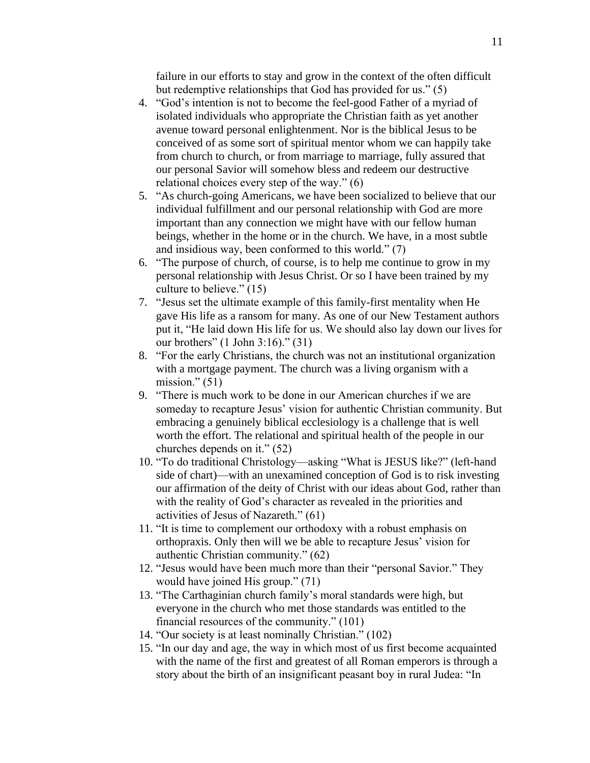failure in our efforts to stay and grow in the context of the often difficult but redemptive relationships that God has provided for us." (5)

4. "God's intention is not to become the feel-good Father of a myriad of isolated individuals who appropriate the Christian faith as yet another avenue toward personal enlightenment. Nor is the biblical Jesus to be conceived of as some sort of spiritual mentor whom we can happily take from church to church, or from marriage to marriage, fully assured that our personal Savior will somehow bless and redeem our destructive relational choices every step of the way." (6)
5. "As church-going Americans, we have been socialized to believe that our individual fulfillment and our personal relationship with God are more important than any connection we might have with our fellow human beings, whether in the home or in the church. We have, in a most subtle and insidious way, been conformed to this world." (7)
6. "The purpose of church, of course, is to help me continue to grow in my personal relationship with Jesus Christ. Or so I have been trained by my culture to believe." (15)
7. "Jesus set the ultimate example of this family-first mentality when He gave His life as a ransom for many. As one of our New Testament authors put it, "He laid down His life for us. We should also lay down our lives for our brothers" (1 John 3:16)." (31)
8. "For the early Christians, the church was not an institutional organization with a mortgage payment. The church was a living organism with a mission." (51)
9. "There is much work to be done in our American churches if we are someday to recapture Jesus' vision for authentic Christian community. But embracing a genuinely biblical ecclesiology is a challenge that is well worth the effort. The relational and spiritual health of the people in our churches depends on it." (52)
10. "To do traditional Christology—asking "What is JESUS like?" (left-hand side of chart)—with an unexamined conception of God is to risk investing our affirmation of the deity of Christ with our ideas about God, rather than with the reality of God's character as revealed in the priorities and activities of Jesus of Nazareth." (61)
11. "It is time to complement our orthodoxy with a robust emphasis on orthopraxis. Only then will we be able to recapture Jesus' vision for authentic Christian community." (62)
12. "Jesus would have been much more than their "personal Savior." They would have joined His group." (71)
13. "The Carthaginian church family's moral standards were high, but everyone in the church who met those standards was entitled to the financial resources of the community." (101)
14. "Our society is at least nominally Christian." (102)
15. "In our day and age, the way in which most of us first become acquainted with the name of the first and greatest of all Roman emperors is through a story about the birth of an insignificant peasant boy in rural Judea: "In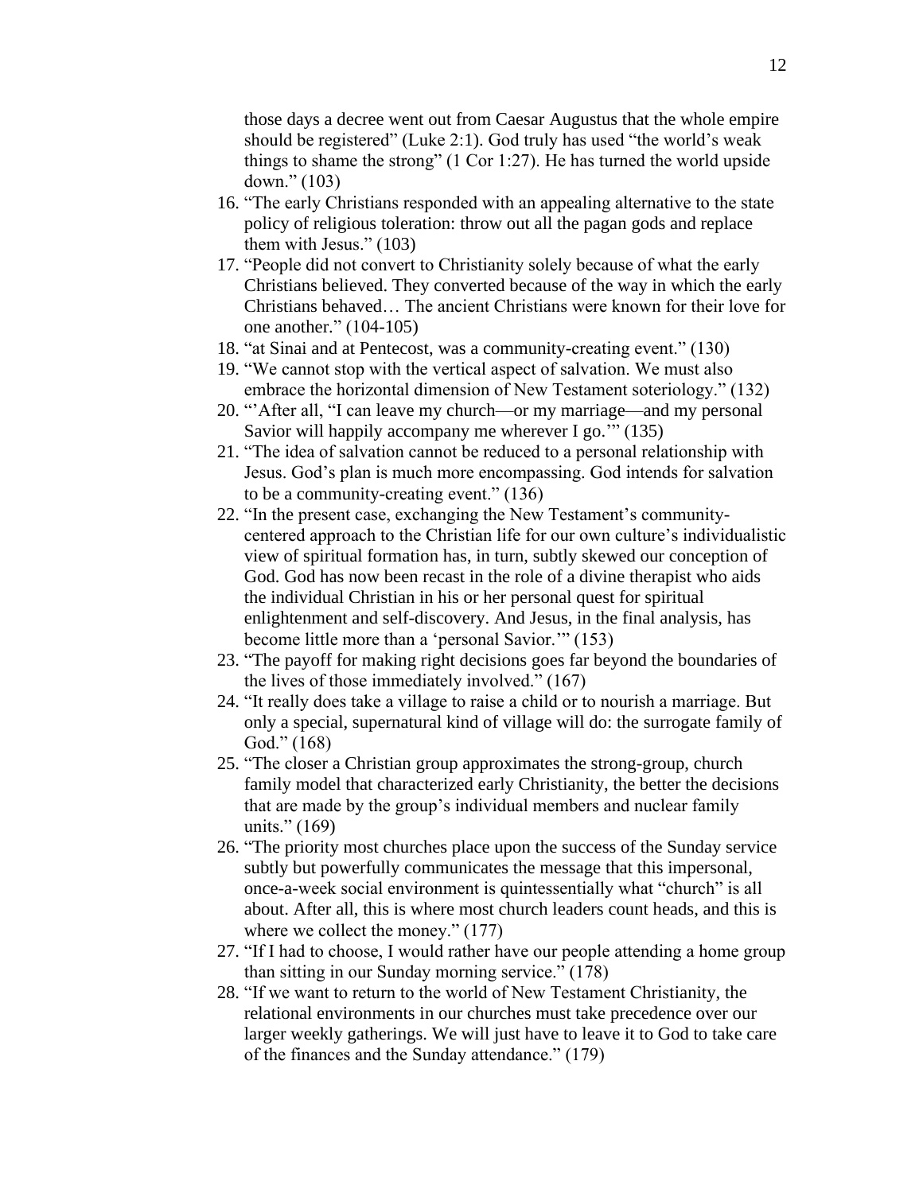those days a decree went out from Caesar Augustus that the whole empire should be registered" (Luke 2:1). God truly has used "the world's weak things to shame the strong" (1 Cor 1:27). He has turned the world upside down." (103)

16. "The early Christians responded with an appealing alternative to the state policy of religious toleration: throw out all the pagan gods and replace them with Jesus." (103)
17. "People did not convert to Christianity solely because of what the early Christians believed. They converted because of the way in which the early Christians behaved… The ancient Christians were known for their love for one another." (104-105)
18. "at Sinai and at Pentecost, was a community-creating event." (130)
19. "We cannot stop with the vertical aspect of salvation. We must also embrace the horizontal dimension of New Testament soteriology." (132)
20. "'After all, "I can leave my church—or my marriage—and my personal Savior will happily accompany me wherever I go.'" (135)
21. "The idea of salvation cannot be reduced to a personal relationship with Jesus. God's plan is much more encompassing. God intends for salvation to be a community-creating event." (136)
22. "In the present case, exchanging the New Testament's community-centered approach to the Christian life for our own culture's individualistic view of spiritual formation has, in turn, subtly skewed our conception of God. God has now been recast in the role of a divine therapist who aids the individual Christian in his or her personal quest for spiritual enlightenment and self-discovery. And Jesus, in the final analysis, has become little more than a 'personal Savior.'" (153)
23. "The payoff for making right decisions goes far beyond the boundaries of the lives of those immediately involved." (167)
24. "It really does take a village to raise a child or to nourish a marriage. But only a special, supernatural kind of village will do: the surrogate family of God." (168)
25. "The closer a Christian group approximates the strong-group, church family model that characterized early Christianity, the better the decisions that are made by the group's individual members and nuclear family units." (169)
26. "The priority most churches place upon the success of the Sunday service subtly but powerfully communicates the message that this impersonal, once-a-week social environment is quintessentially what "church" is all about. After all, this is where most church leaders count heads, and this is where we collect the money." (177)
27. "If I had to choose, I would rather have our people attending a home group than sitting in our Sunday morning service." (178)
28. "If we want to return to the world of New Testament Christianity, the relational environments in our churches must take precedence over our larger weekly gatherings. We will just have to leave it to God to take care of the finances and the Sunday attendance." (179)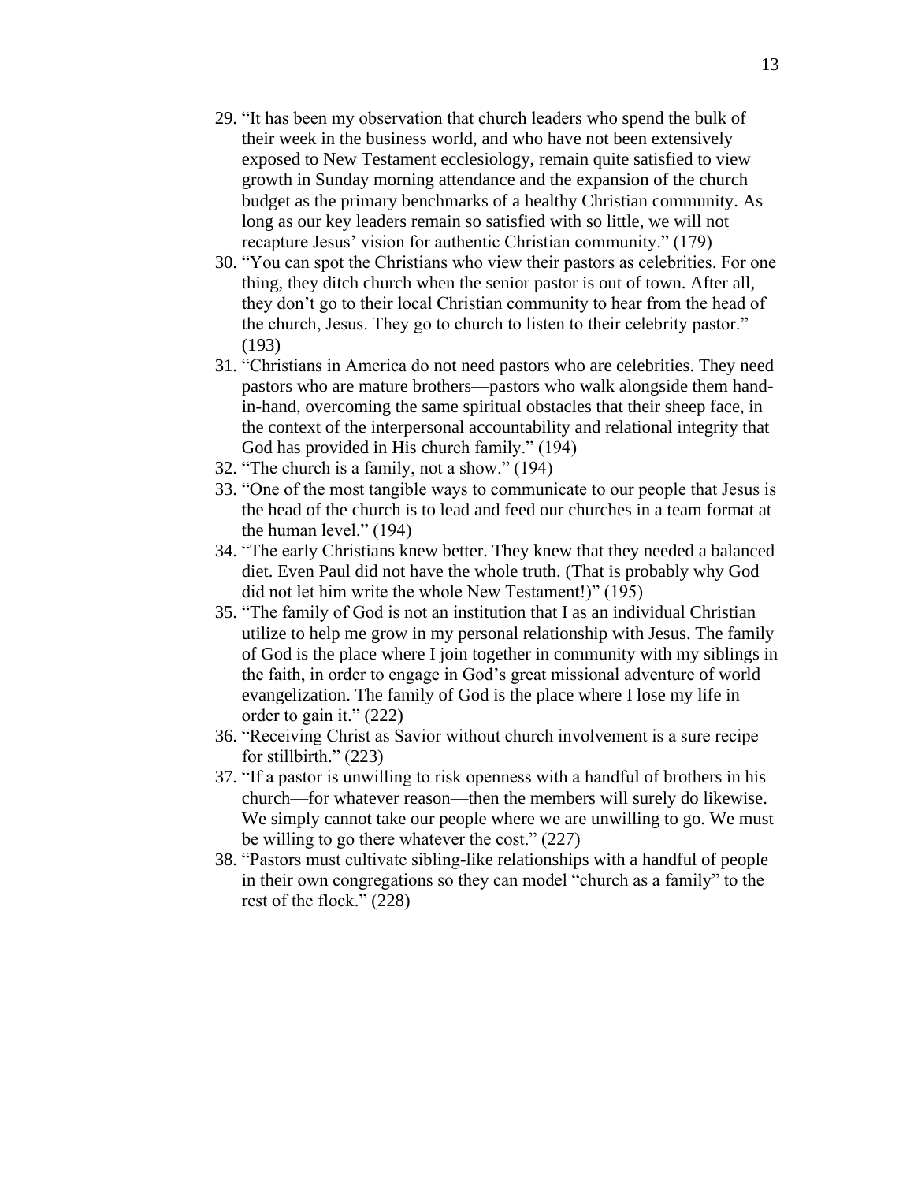29. "It has been my observation that church leaders who spend the bulk of their week in the business world, and who have not been extensively exposed to New Testament ecclesiology, remain quite satisfied to view growth in Sunday morning attendance and the expansion of the church budget as the primary benchmarks of a healthy Christian community. As long as our key leaders remain so satisfied with so little, we will not recapture Jesus' vision for authentic Christian community." (179)
30. "You can spot the Christians who view their pastors as celebrities. For one thing, they ditch church when the senior pastor is out of town. After all, they don't go to their local Christian community to hear from the head of the church, Jesus. They go to church to listen to their celebrity pastor." (193)
31. "Christians in America do not need pastors who are celebrities. They need pastors who are mature brothers—pastors who walk alongside them hand-in-hand, overcoming the same spiritual obstacles that their sheep face, in the context of the interpersonal accountability and relational integrity that God has provided in His church family." (194)
32. "The church is a family, not a show." (194)
33. "One of the most tangible ways to communicate to our people that Jesus is the head of the church is to lead and feed our churches in a team format at the human level." (194)
34. "The early Christians knew better. They knew that they needed a balanced diet. Even Paul did not have the whole truth. (That is probably why God did not let him write the whole New Testament!)" (195)
35. "The family of God is not an institution that I as an individual Christian utilize to help me grow in my personal relationship with Jesus. The family of God is the place where I join together in community with my siblings in the faith, in order to engage in God's great missional adventure of world evangelization. The family of God is the place where I lose my life in order to gain it." (222)
36. "Receiving Christ as Savior without church involvement is a sure recipe for stillbirth." (223)
37. "If a pastor is unwilling to risk openness with a handful of brothers in his church—for whatever reason—then the members will surely do likewise. We simply cannot take our people where we are unwilling to go. We must be willing to go there whatever the cost." (227)
38. "Pastors must cultivate sibling-like relationships with a handful of people in their own congregations so they can model "church as a family" to the rest of the flock." (228)